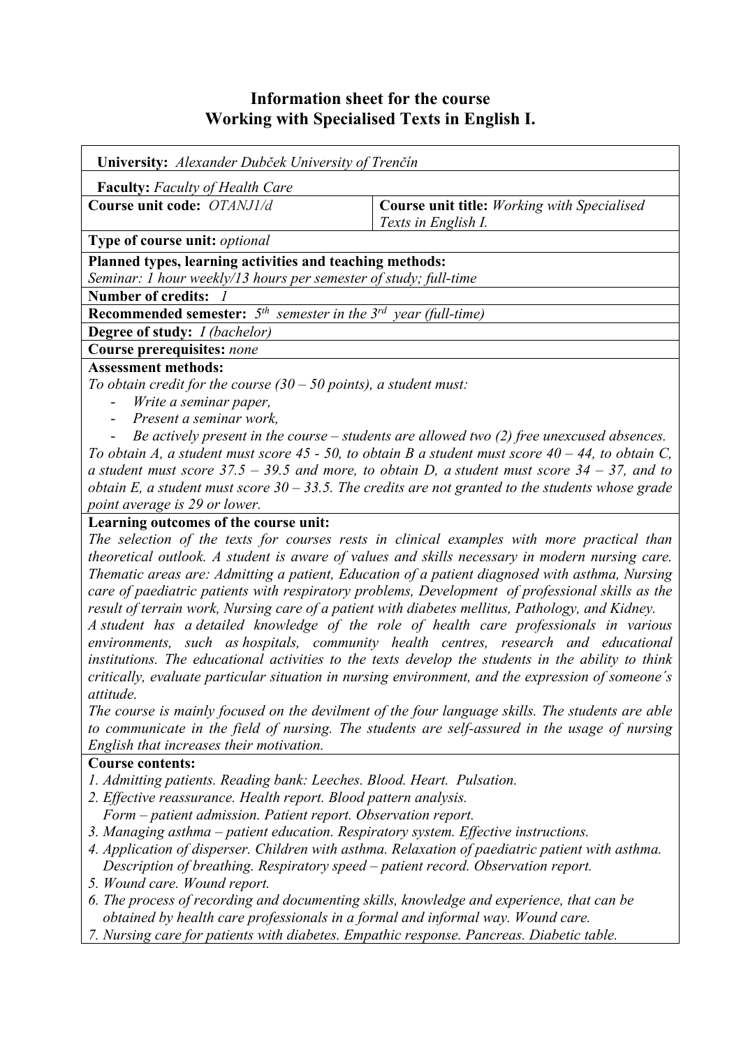# Information sheet for the course
# Working with Specialised Texts in English I.

**University:** *Alexander Dubček University of Trenčín*

**Faculty:** *Faculty of Health Care*

| **Course unit code:** *OTANJ1/d* | **Course unit title:** *Working with Specialised Texts in English I.* |
|---|---|

**Type of course unit:** *optional*

**Planned types, learning activities and teaching methods:**
*Seminar: 1 hour weekly/13 hours per semester of study; full-time*

**Number of credits:** *1*

**Recommended semester:** *5th semester in the 3rd year (full-time)*

**Degree of study:** *I (bachelor)*

**Course prerequisites:** *none*

**Assessment methods:**
*To obtain credit for the course (30 – 50 points), a student must:*

- *Write a seminar paper,*
- *Present a seminar work,*
- *Be actively present in the course – students are allowed two (2) free unexcused absences.*

*To obtain A, a student must score 45 - 50, to obtain B a student must score 40 – 44, to obtain C, a student must score 37.5 – 39.5 and more, to obtain D, a student must score 34 – 37, and to obtain E, a student must score 30 – 33.5. The credits are not granted to the students whose grade point average is 29 or lower.*

**Learning outcomes of the course unit:**
*The selection of the texts for courses rests in clinical examples with more practical than theoretical outlook. A student is aware of values and skills necessary in modern nursing care. Thematic areas are: Admitting a patient, Education of a patient diagnosed with asthma, Nursing care of paediatric patients with respiratory problems, Development of professional skills as the result of terrain work, Nursing care of a patient with diabetes mellitus, Pathology, and Kidney.*
*A student has a detailed knowledge of the role of health care professionals in various environments, such as hospitals, community health centres, research and educational institutions. The educational activities to the texts develop the students in the ability to think critically, evaluate particular situation in nursing environment, and the expression of someone´s attitude.*
*The course is mainly focused on the devilment of the four language skills. The students are able to communicate in the field of nursing. The students are self-assured in the usage of nursing English that increases their motivation.*

**Course contents:**

1. *Admitting patients. Reading bank: Leeches. Blood. Heart. Pulsation.*
2. *Effective reassurance. Health report. Blood pattern analysis.*
   *Form – patient admission. Patient report. Observation report.*
3. *Managing asthma – patient education. Respiratory system. Effective instructions.*
4. *Application of disperser. Children with asthma. Relaxation of paediatric patient with asthma. Description of breathing. Respiratory speed – patient record. Observation report.*
5. *Wound care. Wound report.*
6. *The process of recording and documenting skills, knowledge and experience, that can be obtained by health care professionals in a formal and informal way. Wound care.*
7. *Nursing care for patients with diabetes. Empathic response. Pancreas. Diabetic table.*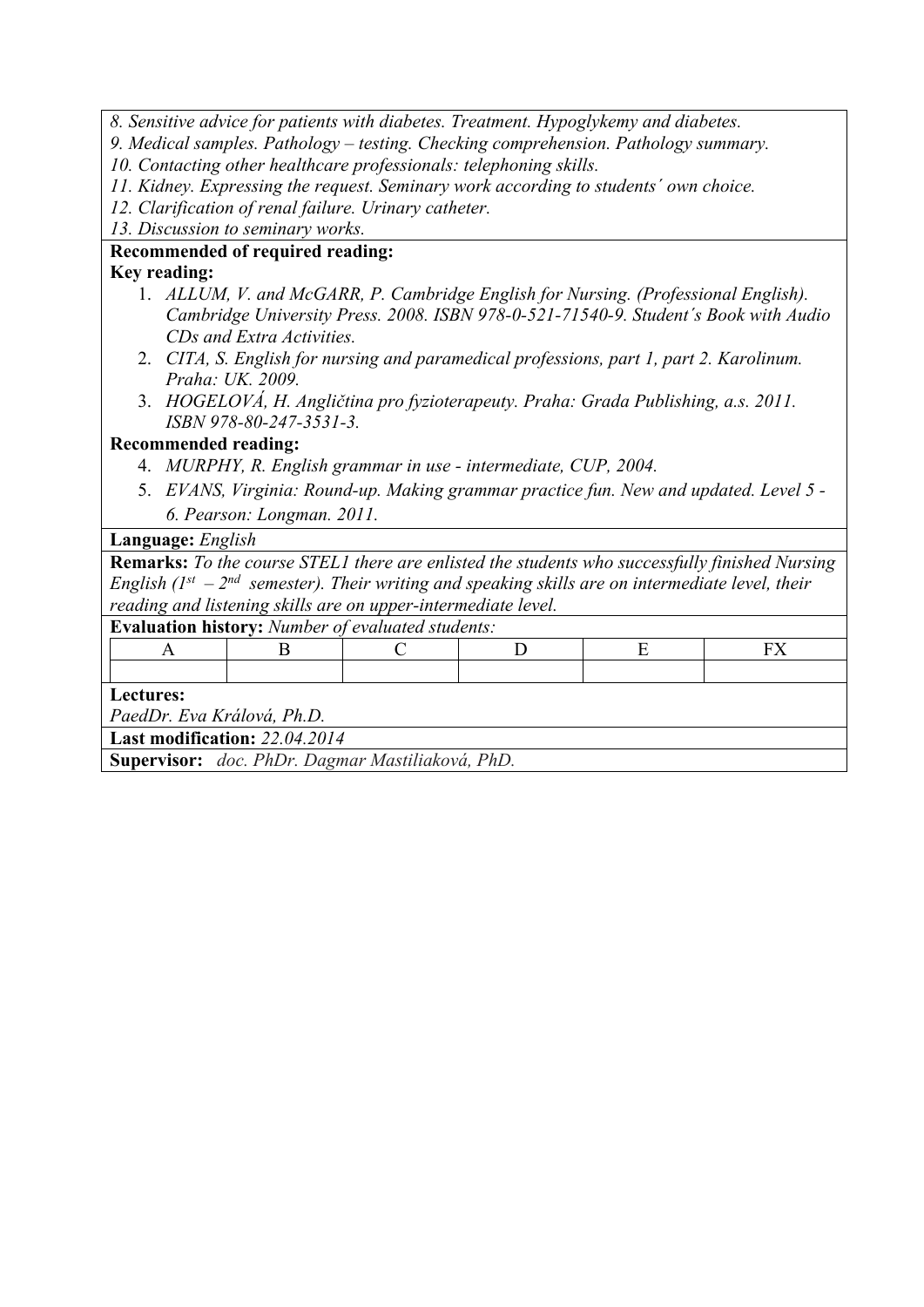*8. Sensitive advice for patients with diabetes. Treatment. Hypoglykemy and diabetes.*
*9. Medical samples. Pathology – testing. Checking comprehension. Pathology summary.*
*10. Contacting other healthcare professionals: telephoning skills.*
*11. Kidney. Expressing the request. Seminary work according to students´ own choice.*
*12. Clarification of renal failure. Urinary catheter.*
*13. Discussion to seminary works.*

**Recommended of required reading:**

**Key reading:**

1. *ALLUM, V. and McGARR, P. Cambridge English for Nursing. (Professional English). Cambridge University Press. 2008. ISBN 978-0-521-71540-9. Student´s Book with Audio CDs and Extra Activities.*
2. *CITA, S. English for nursing and paramedical professions, part 1, part 2. Karolinum. Praha: UK. 2009.*
3. *HOGELOVÁ, H. Angličtina pro fyzioterapeuty. Praha: Grada Publishing, a.s. 2011. ISBN 978-80-247-3531-3.*

**Recommended reading:**

4. *MURPHY, R. English grammar in use - intermediate, CUP, 2004.*
5. *EVANS, Virginia: Round-up. Making grammar practice fun. New and updated. Level 5 - 6. Pearson: Longman. 2011.*

**Language:** *English*

**Remarks:** *To the course STEL1 there are enlisted the students who successfully finished Nursing English (1st – 2nd semester). Their writing and speaking skills are on intermediate level, their reading and listening skills are on upper-intermediate level.*

**Evaluation history:** *Number of evaluated students:*

| A | B | C | D | E | FX |
|---|---|---|---|---|---|
| | | | | | |

**Lectures:**
*PaedDr. Eva Králová, Ph.D.*

**Last modification:** *22.04.2014*

**Supervisor:** *doc. PhDr. Dagmar Mastiliaková, PhD.*